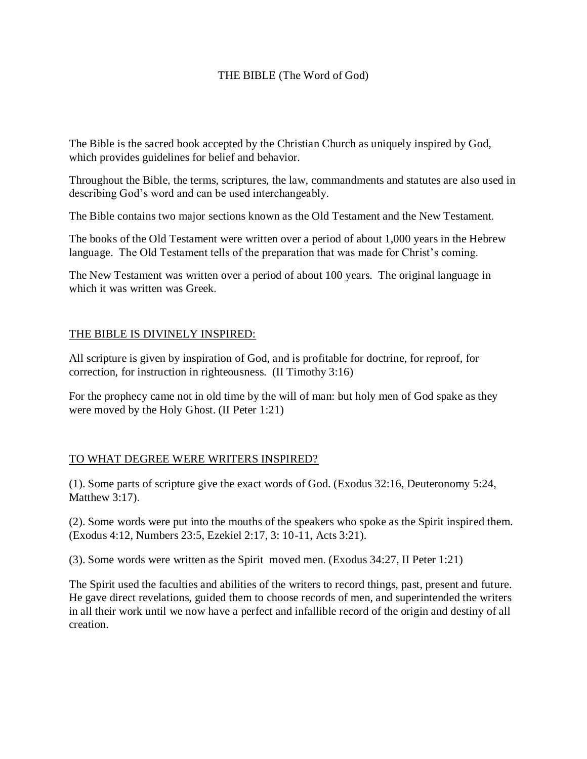# THE BIBLE (The Word of God)

The Bible is the sacred book accepted by the Christian Church as uniquely inspired by God, which provides guidelines for belief and behavior.

Throughout the Bible, the terms, scriptures, the law, commandments and statutes are also used in describing God's word and can be used interchangeably.

The Bible contains two major sections known as the Old Testament and the New Testament.

The books of the Old Testament were written over a period of about 1,000 years in the Hebrew language. The Old Testament tells of the preparation that was made for Christ's coming.

The New Testament was written over a period of about 100 years. The original language in which it was written was Greek.

## THE BIBLE IS DIVINELY INSPIRED:

All scripture is given by inspiration of God, and is profitable for doctrine, for reproof, for correction, for instruction in righteousness. (II Timothy 3:16)

For the prophecy came not in old time by the will of man: but holy men of God spake as they were moved by the Holy Ghost. (II Peter 1:21)

## TO WHAT DEGREE WERE WRITERS INSPIRED?

(1). Some parts of scripture give the exact words of God. (Exodus 32:16, Deuteronomy 5:24, Matthew 3:17).

(2). Some words were put into the mouths of the speakers who spoke as the Spirit inspired them. (Exodus 4:12, Numbers 23:5, Ezekiel 2:17, 3: 10-11, Acts 3:21).

(3). Some words were written as the Spirit moved men. (Exodus 34:27, II Peter 1:21)

The Spirit used the faculties and abilities of the writers to record things, past, present and future. He gave direct revelations, guided them to choose records of men, and superintended the writers in all their work until we now have a perfect and infallible record of the origin and destiny of all creation.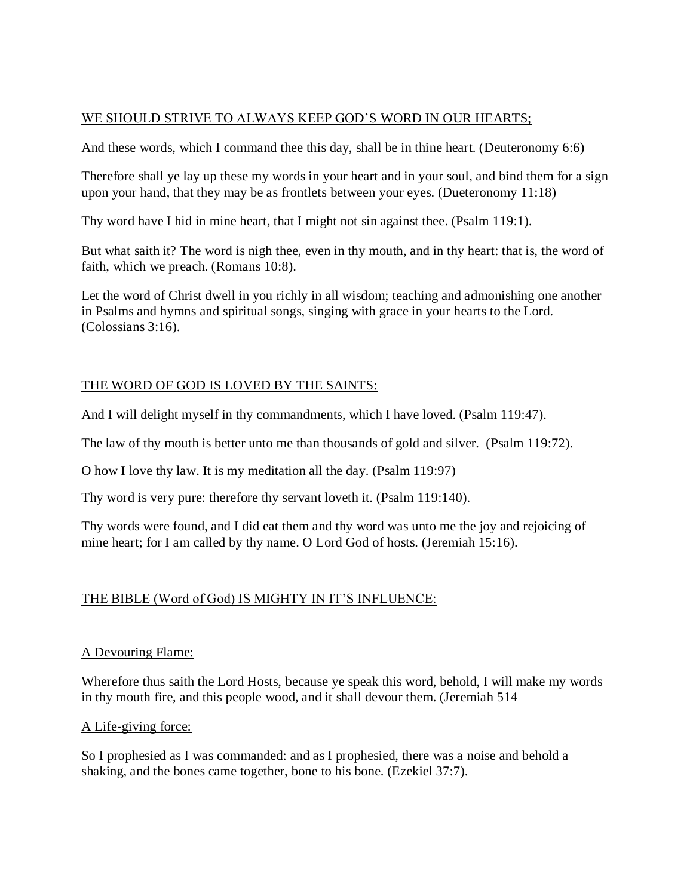<u>WE SHOULD STRIVE TO ALWAYS KEEP GOD'S WORD IN OUR HEARTS;</u>

And these words, which I command thee this day, shall be in thine heart. (Deuteronomy 6:6)

Therefore shall ye lay up these my words in your heart and in your soul, and bind them for a sign upon your hand, that they may be as frontlets between your eyes. (Dueteronomy 11:18)

Thy word have I hid in mine heart, that I might not sin against thee. (Psalm 119:1).

But what saith it? The word is nigh thee, even in thy mouth, and in thy heart: that is, the word of faith, which we preach. (Romans 10:8).

Let the word of Christ dwell in you richly in all wisdom; teaching and admonishing one another in Psalms and hymns and spiritual songs, singing with grace in your hearts to the Lord. (Colossians 3:16).

<u>THE WORD OF GOD IS LOVED BY THE SAINTS:</u>

And I will delight myself in thy commandments, which I have loved. (Psalm 119:47).

The law of thy mouth is better unto me than thousands of gold and silver. (Psalm 119:72).

O how I love thy law. It is my meditation all the day. (Psalm 119:97)

Thy word is very pure: therefore thy servant loveth it. (Psalm 119:140).

Thy words were found, and I did eat them and thy word was unto me the joy and rejoicing of mine heart; for I am called by thy name. O Lord God of hosts. (Jeremiah 15:16).

<u>THE BIBLE (Word of God) IS MIGHTY IN IT'S INFLUENCE:</u>

<u>A Devouring Flame:</u>

Wherefore thus saith the Lord Hosts, because ye speak this word, behold, I will make my words in thy mouth fire, and this people wood, and it shall devour them. (Jeremiah 514

<u>A Life-giving force:</u>

So I prophesied as I was commanded: and as I prophesied, there was a noise and behold a shaking, and the bones came together, bone to his bone. (Ezekiel 37:7).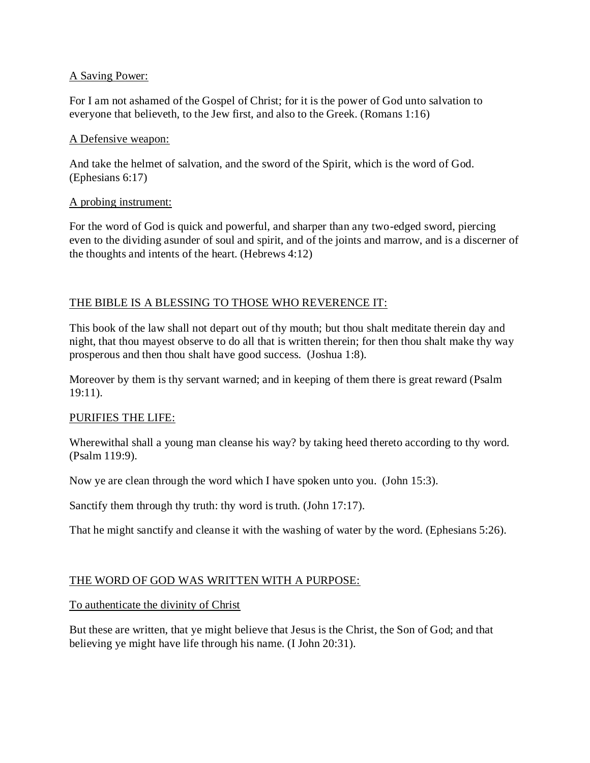<u>A Saving Power:</u>

For I am not ashamed of the Gospel of Christ; for it is the power of God unto salvation to everyone that believeth, to the Jew first, and also to the Greek. (Romans 1:16)

<u>A Defensive weapon:</u>

And take the helmet of salvation, and the sword of the Spirit, which is the word of God. (Ephesians 6:17)

<u>A probing instrument:</u>

For the word of God is quick and powerful, and sharper than any two-edged sword, piercing even to the dividing asunder of soul and spirit, and of the joints and marrow, and is a discerner of the thoughts and intents of the heart. (Hebrews 4:12)

## <u>THE BIBLE IS A BLESSING TO THOSE WHO REVERENCE IT:</u>

This book of the law shall not depart out of thy mouth; but thou shalt meditate therein day and night, that thou mayest observe to do all that is written therein; for then thou shalt make thy way prosperous and then thou shalt have good success. (Joshua 1:8).

Moreover by them is thy servant warned; and in keeping of them there is great reward (Psalm 19:11).

## <u>PURIFIES THE LIFE:</u>

Wherewithal shall a young man cleanse his way? by taking heed thereto according to thy word. (Psalm 119:9).

Now ye are clean through the word which I have spoken unto you. (John 15:3).

Sanctify them through thy truth: thy word is truth. (John 17:17).

That he might sanctify and cleanse it with the washing of water by the word. (Ephesians 5:26).

## <u>THE WORD OF GOD WAS WRITTEN WITH A PURPOSE:</u>

<u>To authenticate the divinity of Christ</u>

But these are written, that ye might believe that Jesus is the Christ, the Son of God; and that believing ye might have life through his name. (I John 20:31).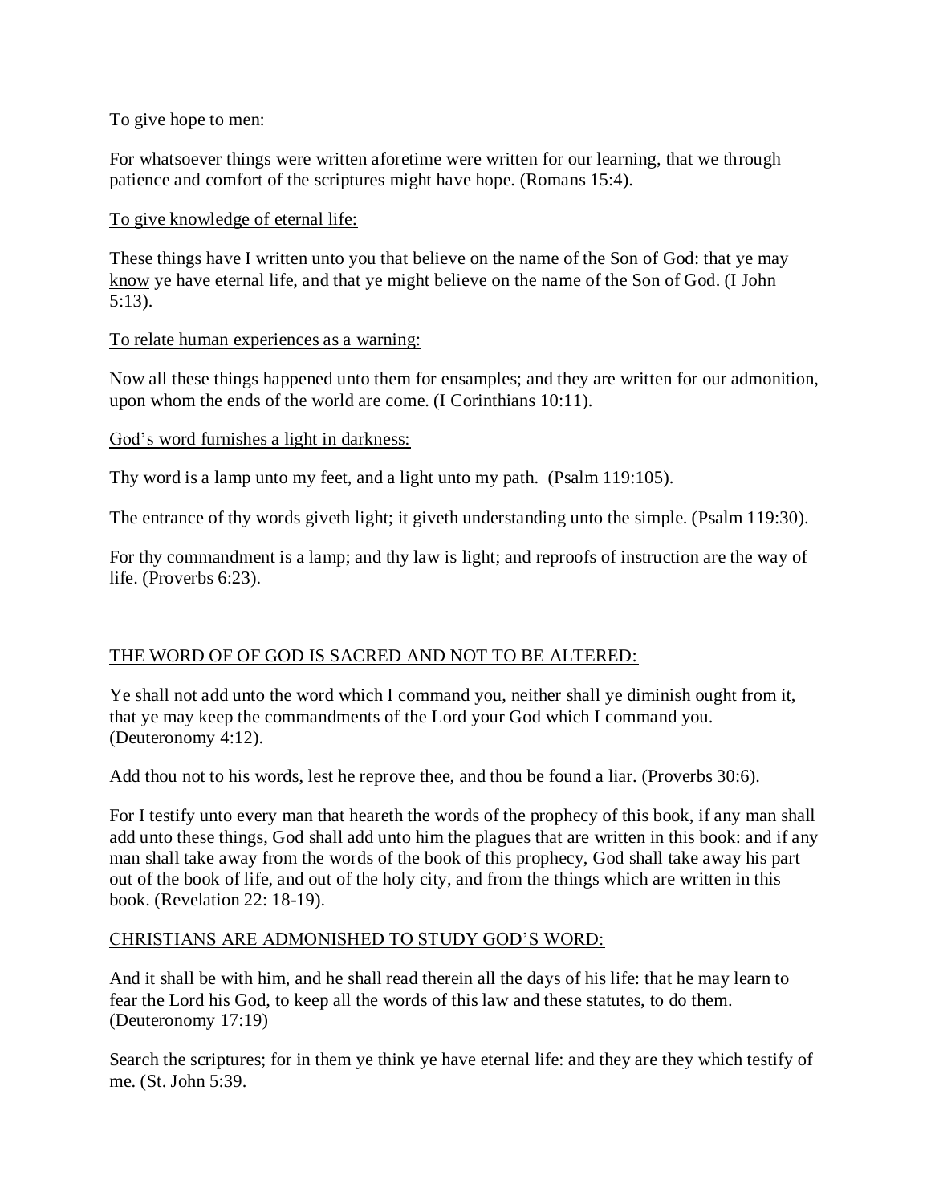<u>To give hope to men:</u>

For whatsoever things were written aforetime were written for our learning, that we through patience and comfort of the scriptures might have hope. (Romans 15:4).

<u>To give knowledge of eternal life:</u>

These things have I written unto you that believe on the name of the Son of God: that ye may <u>know</u> ye have eternal life, and that ye might believe on the name of the Son of God. (I John 5:13).

<u>To relate human experiences as a warning:</u>

Now all these things happened unto them for ensamples; and they are written for our admonition, upon whom the ends of the world are come. (I Corinthians 10:11).

<u>God's word furnishes a light in darkness:</u>

Thy word is a lamp unto my feet, and a light unto my path. (Psalm 119:105).

The entrance of thy words giveth light; it giveth understanding unto the simple. (Psalm 119:30).

For thy commandment is a lamp; and thy law is light; and reproofs of instruction are the way of life. (Proverbs 6:23).

<u>THE WORD OF OF GOD IS SACRED AND NOT TO BE ALTERED:</u>

Ye shall not add unto the word which I command you, neither shall ye diminish ought from it, that ye may keep the commandments of the Lord your God which I command you. (Deuteronomy 4:12).

Add thou not to his words, lest he reprove thee, and thou be found a liar. (Proverbs 30:6).

For I testify unto every man that heareth the words of the prophecy of this book, if any man shall add unto these things, God shall add unto him the plagues that are written in this book: and if any man shall take away from the words of the book of this prophecy, God shall take away his part out of the book of life, and out of the holy city, and from the things which are written in this book. (Revelation 22: 18-19).

<u>CHRISTIANS ARE ADMONISHED TO STUDY GOD'S WORD:</u>

And it shall be with him, and he shall read therein all the days of his life: that he may learn to fear the Lord his God, to keep all the words of this law and these statutes, to do them. (Deuteronomy 17:19)

Search the scriptures; for in them ye think ye have eternal life: and they are they which testify of me. (St. John 5:39.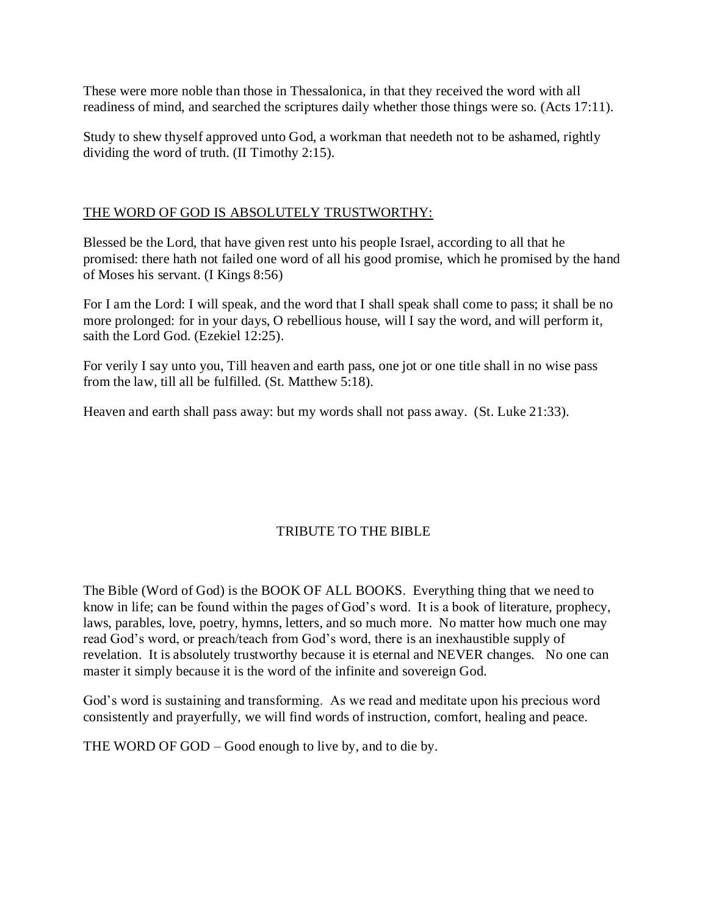These were more noble than those in Thessalonica, in that they received the word with all readiness of mind, and searched the scriptures daily whether those things were so. (Acts 17:11).

Study to shew thyself approved unto God, a workman that needeth not to be ashamed, rightly dividing the word of truth. (II Timothy 2:15).

## THE WORD OF GOD IS ABSOLUTELY TRUSTWORTHY:

Blessed be the Lord, that have given rest unto his people Israel, according to all that he promised: there hath not failed one word of all his good promise, which he promised by the hand of Moses his servant. (I Kings 8:56)

For I am the Lord: I will speak, and the word that I shall speak shall come to pass; it shall be no more prolonged: for in your days, O rebellious house, will I say the word, and will perform it, saith the Lord God. (Ezekiel 12:25).

For verily I say unto you, Till heaven and earth pass, one jot or one title shall in no wise pass from the law, till all be fulfilled. (St. Matthew 5:18).

Heaven and earth shall pass away: but my words shall not pass away. (St. Luke 21:33).

## TRIBUTE TO THE BIBLE

The Bible (Word of God) is the BOOK OF ALL BOOKS. Everything thing that we need to know in life; can be found within the pages of God's word. It is a book of literature, prophecy, laws, parables, love, poetry, hymns, letters, and so much more. No matter how much one may read God's word, or preach/teach from God's word, there is an inexhaustible supply of revelation. It is absolutely trustworthy because it is eternal and NEVER changes. No one can master it simply because it is the word of the infinite and sovereign God.

God's word is sustaining and transforming. As we read and meditate upon his precious word consistently and prayerfully, we will find words of instruction, comfort, healing and peace.

THE WORD OF GOD – Good enough to live by, and to die by.